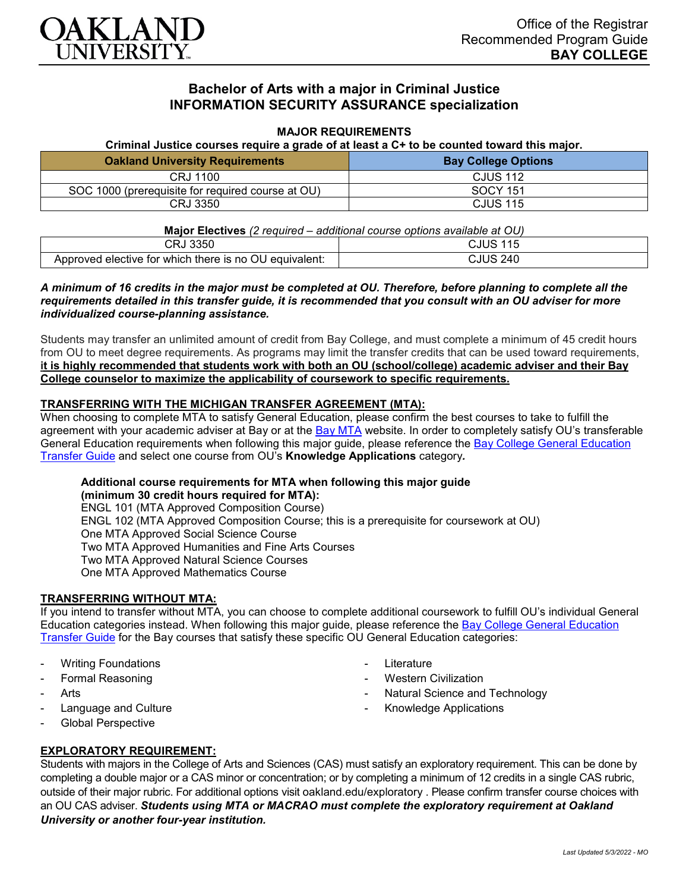Office of the Registrar
Recommended Program Guide
**BAY COLLEGE**

# Bachelor of Arts with a major in Criminal Justice
## INFORMATION SECURITY ASSURANCE specialization

### MAJOR REQUIREMENTS

**Criminal Justice courses require a grade of at least a C+ to be counted toward this major.**

| Oakland University Requirements | Bay College Options |
|---|---|
| CRJ 1100 | CJUS 112 |
| SOC 1000 (prerequisite for required course at OU) | SOCY 151 |
| CRJ 3350 | CJUS 115 |

**Major Electives** *(2 required – additional course options available at OU)*

| | |
|---|---|
| CRJ 3350 | CJUS 115 |
| Approved elective for which there is no OU equivalent: | CJUS 240 |

***A minimum of 16 credits in the major must be completed at OU. Therefore, before planning to complete all the requirements detailed in this transfer guide, it is recommended that you consult with an OU adviser for more individualized course-planning assistance.***

Students may transfer an unlimited amount of credit from Bay College, and must complete a minimum of 45 credit hours from OU to meet degree requirements. As programs may limit the transfer credits that can be used toward requirements, **it is highly recommended that students work with both an OU (school/college) academic adviser and their Bay College counselor to maximize the applicability of coursework to specific requirements.**

### TRANSFERRING WITH THE MICHIGAN TRANSFER AGREEMENT (MTA):

When choosing to complete MTA to satisfy General Education, please confirm the best courses to take to fulfill the agreement with your academic adviser at Bay or at the Bay MTA website. In order to completely satisfy OU's transferable General Education requirements when following this major guide, please reference the Bay College General Education Transfer Guide and select one course from OU's **Knowledge Applications** category*.*

**Additional course requirements for MTA when following this major guide (minimum 30 credit hours required for MTA):**
ENGL 101 (MTA Approved Composition Course)
ENGL 102 (MTA Approved Composition Course; this is a prerequisite for coursework at OU)
One MTA Approved Social Science Course
Two MTA Approved Humanities and Fine Arts Courses
Two MTA Approved Natural Science Courses
One MTA Approved Mathematics Course

### TRANSFERRING WITHOUT MTA:

If you intend to transfer without MTA, you can choose to complete additional coursework to fulfill OU's individual General Education categories instead. When following this major guide, please reference the Bay College General Education Transfer Guide for the Bay courses that satisfy these specific OU General Education categories:

- Writing Foundations
- Formal Reasoning
- Arts
- Language and Culture
- Global Perspective
- Literature
- Western Civilization
- Natural Science and Technology
- Knowledge Applications

### EXPLORATORY REQUIREMENT:

Students with majors in the College of Arts and Sciences (CAS) must satisfy an exploratory requirement. This can be done by completing a double major or a CAS minor or concentration; or by completing a minimum of 12 credits in a single CAS rubric, outside of their major rubric. For additional options visit oakland.edu/exploratory . Please confirm transfer course choices with an OU CAS adviser. ***Students using MTA or MACRAO must complete the exploratory requirement at Oakland University or another four-year institution.***

*Last Updated 5/3/2022 - MO*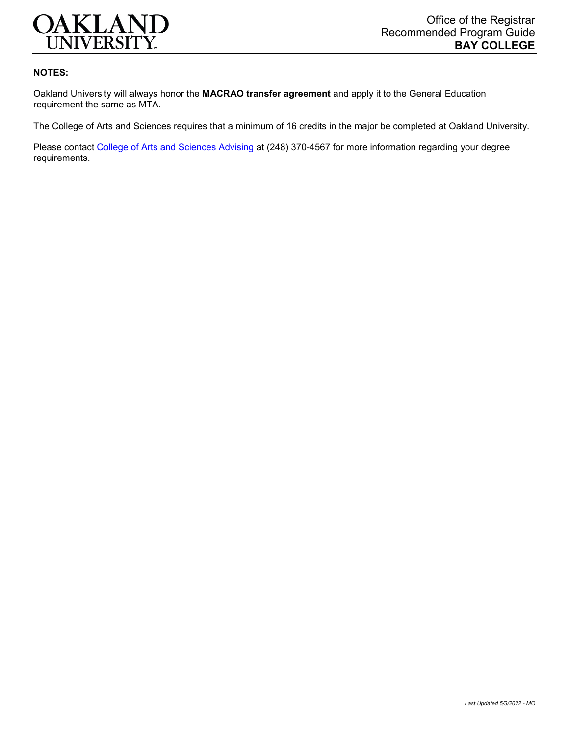**NOTES:**

Oakland University will always honor the **MACRAO transfer agreement** and apply it to the General Education requirement the same as MTA.

The College of Arts and Sciences requires that a minimum of 16 credits in the major be completed at Oakland University.

Please contact College of Arts and Sciences Advising at (248) 370-4567 for more information regarding your degree requirements.

*Last Updated 5/3/2022 - MO*